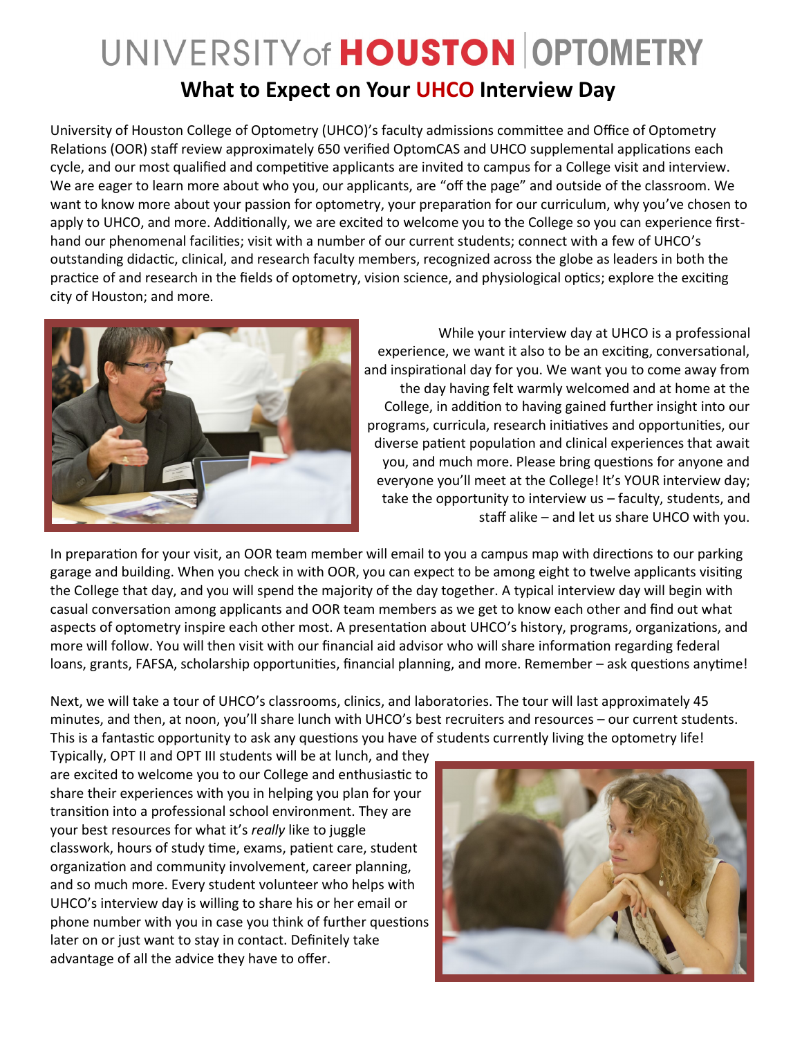# UNIVERSITY of HOUSTON | OPTOMETRY

## What to Expect on Your UHCO Interview Day

University of Houston College of Optometry (UHCO)'s faculty admissions committee and Office of Optometry Relations (OOR) staff review approximately 650 verified OptomCAS and UHCO supplemental applications each cycle, and our most qualified and competitive applicants are invited to campus for a College visit and interview. We are eager to learn more about who you, our applicants, are "off the page" and outside of the classroom. We want to know more about your passion for optometry, your preparation for our curriculum, why you've chosen to apply to UHCO, and more. Additionally, we are excited to welcome you to the College so you can experience first-hand our phenomenal facilities; visit with a number of our current students; connect with a few of UHCO's outstanding didactic, clinical, and research faculty members, recognized across the globe as leaders in both the practice of and research in the fields of optometry, vision science, and physiological optics; explore the exciting city of Houston; and more.

While your interview day at UHCO is a professional experience, we want it also to be an exciting, conversational, and inspirational day for you. We want you to come away from the day having felt warmly welcomed and at home at the College, in addition to having gained further insight into our programs, curricula, research initiatives and opportunities, our diverse patient population and clinical experiences that await you, and much more. Please bring questions for anyone and everyone you'll meet at the College! It's YOUR interview day; take the opportunity to interview us – faculty, students, and staff alike – and let us share UHCO with you.

In preparation for your visit, an OOR team member will email to you a campus map with directions to our parking garage and building. When you check in with OOR, you can expect to be among eight to twelve applicants visiting the College that day, and you will spend the majority of the day together. A typical interview day will begin with casual conversation among applicants and OOR team members as we get to know each other and find out what aspects of optometry inspire each other most. A presentation about UHCO's history, programs, organizations, and more will follow. You will then visit with our financial aid advisor who will share information regarding federal loans, grants, FAFSA, scholarship opportunities, financial planning, and more. Remember – ask questions anytime!

Next, we will take a tour of UHCO's classrooms, clinics, and laboratories. The tour will last approximately 45 minutes, and then, at noon, you'll share lunch with UHCO's best recruiters and resources – our current students. This is a fantastic opportunity to ask any questions you have of students currently living the optometry life! Typically, OPT II and OPT III students will be at lunch, and they are excited to welcome you to our College and enthusiastic to share their experiences with you in helping you plan for your transition into a professional school environment. They are your best resources for what it's *really* like to juggle classwork, hours of study time, exams, patient care, student organization and community involvement, career planning, and so much more. Every student volunteer who helps with UHCO's interview day is willing to share his or her email or phone number with you in case you think of further questions later on or just want to stay in contact. Definitely take advantage of all the advice they have to offer.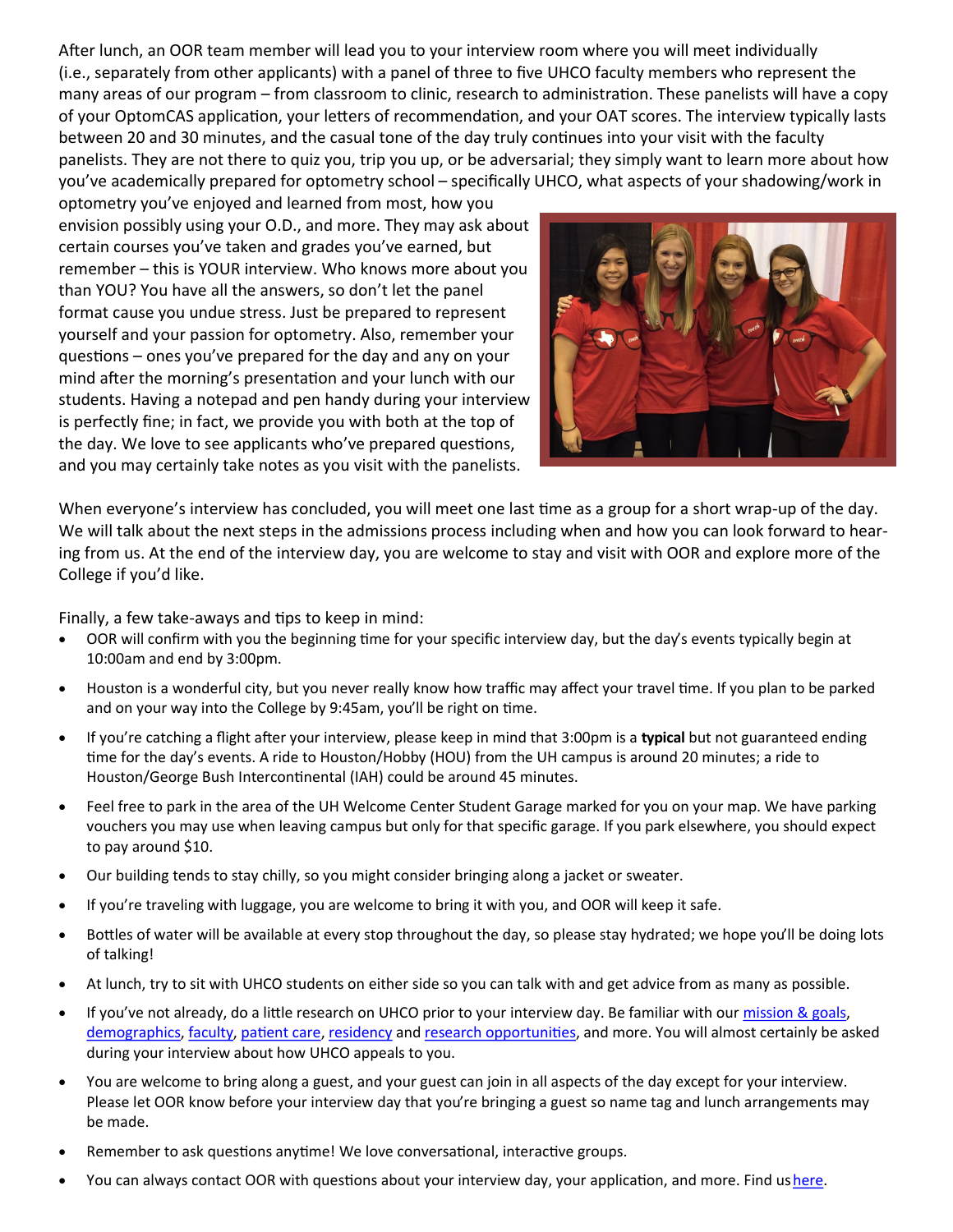After lunch, an OOR team member will lead you to your interview room where you will meet individually (i.e., separately from other applicants) with a panel of three to five UHCO faculty members who represent the many areas of our program – from classroom to clinic, research to administration. These panelists will have a copy of your OptomCAS application, your letters of recommendation, and your OAT scores. The interview typically lasts between 20 and 30 minutes, and the casual tone of the day truly continues into your visit with the faculty panelists. They are not there to quiz you, trip you up, or be adversarial; they simply want to learn more about how you've academically prepared for optometry school – specifically UHCO, what aspects of your shadowing/work in optometry you've enjoyed and learned from most, how you envision possibly using your O.D., and more. They may ask about certain courses you've taken and grades you've earned, but remember – this is YOUR interview. Who knows more about you than YOU? You have all the answers, so don't let the panel format cause you undue stress. Just be prepared to represent yourself and your passion for optometry. Also, remember your questions – ones you've prepared for the day and any on your mind after the morning's presentation and your lunch with our students. Having a notepad and pen handy during your interview is perfectly fine; in fact, we provide you with both at the top of the day. We love to see applicants who've prepared questions, and you may certainly take notes as you visit with the panelists.

When everyone's interview has concluded, you will meet one last time as a group for a short wrap-up of the day. We will talk about the next steps in the admissions process including when and how you can look forward to hearing from us. At the end of the interview day, you are welcome to stay and visit with OOR and explore more of the College if you'd like.

Finally, a few take-aways and tips to keep in mind:

- OOR will confirm with you the beginning time for your specific interview day, but the day's events typically begin at 10:00am and end by 3:00pm.
- Houston is a wonderful city, but you never really know how traffic may affect your travel time. If you plan to be parked and on your way into the College by 9:45am, you'll be right on time.
- If you're catching a flight after your interview, please keep in mind that 3:00pm is a **typical** but not guaranteed ending time for the day's events. A ride to Houston/Hobby (HOU) from the UH campus is around 20 minutes; a ride to Houston/George Bush Intercontinental (IAH) could be around 45 minutes.
- Feel free to park in the area of the UH Welcome Center Student Garage marked for you on your map. We have parking vouchers you may use when leaving campus but only for that specific garage. If you park elsewhere, you should expect to pay around $10.
- Our building tends to stay chilly, so you might consider bringing along a jacket or sweater.
- If you're traveling with luggage, you are welcome to bring it with you, and OOR will keep it safe.
- Bottles of water will be available at every stop throughout the day, so please stay hydrated; we hope you'll be doing lots of talking!
- At lunch, try to sit with UHCO students on either side so you can talk with and get advice from as many as possible.
- If you've not already, do a little research on UHCO prior to your interview day. Be familiar with our mission & goals, demographics, faculty, patient care, residency and research opportunities, and more. You will almost certainly be asked during your interview about how UHCO appeals to you.
- You are welcome to bring along a guest, and your guest can join in all aspects of the day except for your interview. Please let OOR know before your interview day that you're bringing a guest so name tag and lunch arrangements may be made.
- Remember to ask questions anytime! We love conversational, interactive groups.
- You can always contact OOR with questions about your interview day, your application, and more. Find us here.